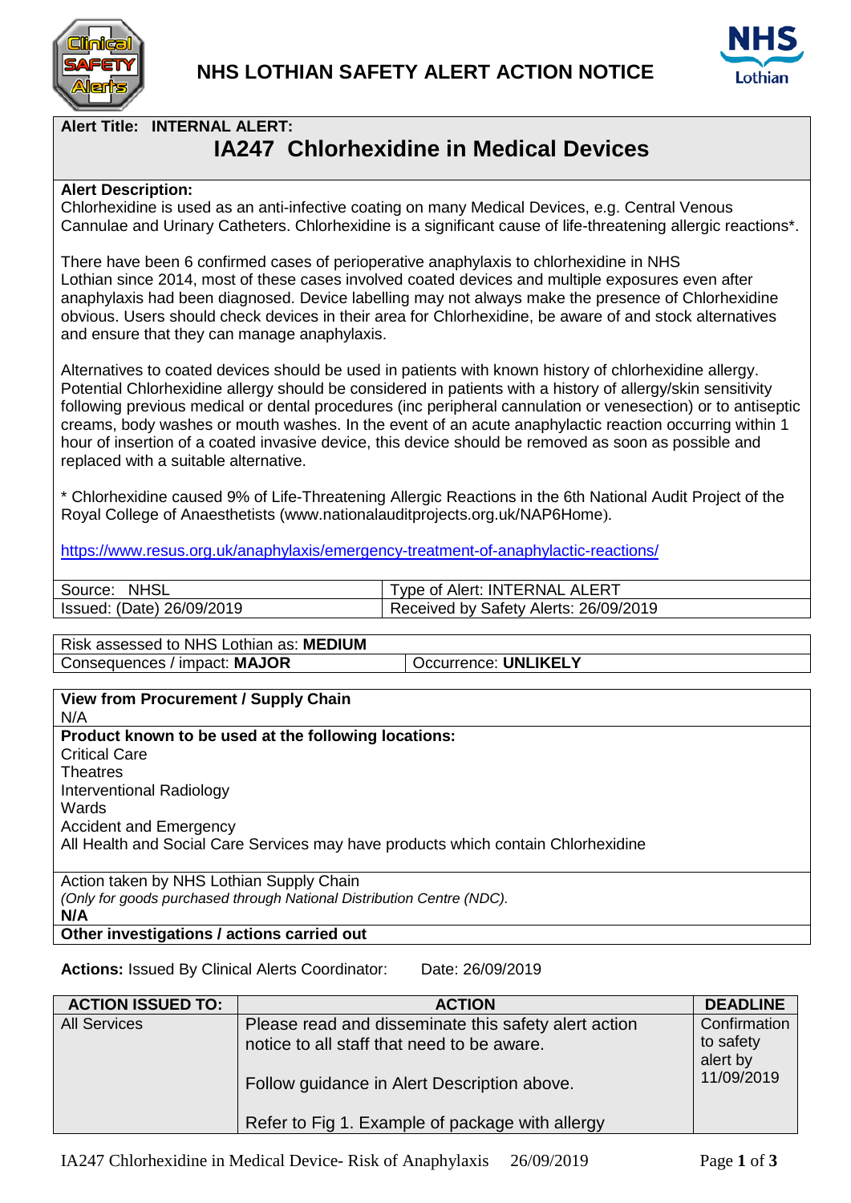# NHS LOTHIAN SAFETY ALERT ACTION NOTICE

**Alert Title: INTERNAL ALERT:**

## IA247 Chlorhexidine in Medical Devices

**Alert Description:**
Chlorhexidine is used as an anti-infective coating on many Medical Devices, e.g. Central Venous Cannulae and Urinary Catheters. Chlorhexidine is a significant cause of life-threatening allergic reactions*.

There have been 6 confirmed cases of perioperative anaphylaxis to chlorhexidine in NHS Lothian since 2014, most of these cases involved coated devices and multiple exposures even after anaphylaxis had been diagnosed. Device labelling may not always make the presence of Chlorhexidine obvious. Users should check devices in their area for Chlorhexidine, be aware of and stock alternatives and ensure that they can manage anaphylaxis.

Alternatives to coated devices should be used in patients with known history of chlorhexidine allergy. Potential Chlorhexidine allergy should be considered in patients with a history of allergy/skin sensitivity following previous medical or dental procedures (inc peripheral cannulation or venesection) or to antiseptic creams, body washes or mouth washes. In the event of an acute anaphylactic reaction occurring within 1 hour of insertion of a coated invasive device, this device should be removed as soon as possible and replaced with a suitable alternative.

* Chlorhexidine caused 9% of Life-Threatening Allergic Reactions in the 6th National Audit Project of the Royal College of Anaesthetists (www.nationalauditprojects.org.uk/NAP6Home).

https://www.resus.org.uk/anaphylaxis/emergency-treatment-of-anaphylactic-reactions/

| Source: NHSL | Type of Alert: INTERNAL ALERT |
|---|---|
| Issued: (Date) 26/09/2019 | Received by Safety Alerts: 26/09/2019 |

| Risk assessed to NHS Lothian as: **MEDIUM** | |
|---|---|
| Consequences / impact: **MAJOR** | Occurrence: **UNLIKELY** |

**View from Procurement / Supply Chain**
N/A

**Product known to be used at the following locations:**
Critical Care
Theatres
Interventional Radiology
Wards
Accident and Emergency
All Health and Social Care Services may have products which contain Chlorhexidine

Action taken by NHS Lothian Supply Chain
*(Only for goods purchased through National Distribution Centre (NDC).*
**N/A**

**Other investigations / actions carried out**

**Actions:** Issued By Clinical Alerts Coordinator: Date: 26/09/2019

| ACTION ISSUED TO: | ACTION | DEADLINE |
|---|---|---|
| All Services | Please read and disseminate this safety alert action notice to all staff that need to be aware.<br><br>Follow guidance in Alert Description above.<br><br>Refer to Fig 1. Example of package with allergy | Confirmation to safety alert by 11/09/2019 |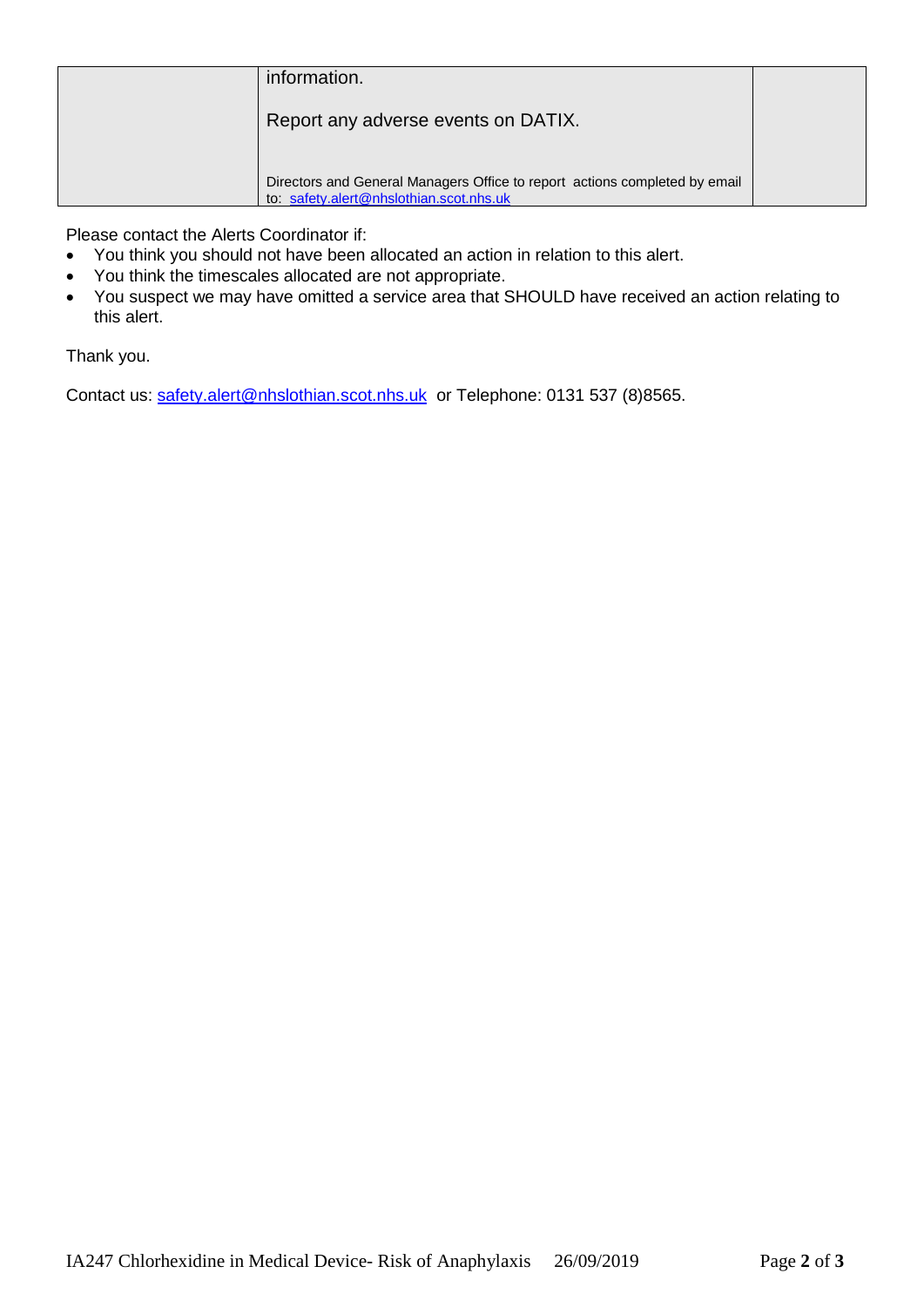| | information.<br><br>Report any adverse events on DATIX.<br><br>Directors and General Managers Office to report actions completed by email to: safety.alert@nhslothian.scot.nhs.uk | |
|---|---|---|

Please contact the Alerts Coordinator if:

- You think you should not have been allocated an action in relation to this alert.
- You think the timescales allocated are not appropriate.
- You suspect we may have omitted a service area that SHOULD have received an action relating to this alert.

Thank you.

Contact us: safety.alert@nhslothian.scot.nhs.uk or Telephone: 0131 537 (8)8565.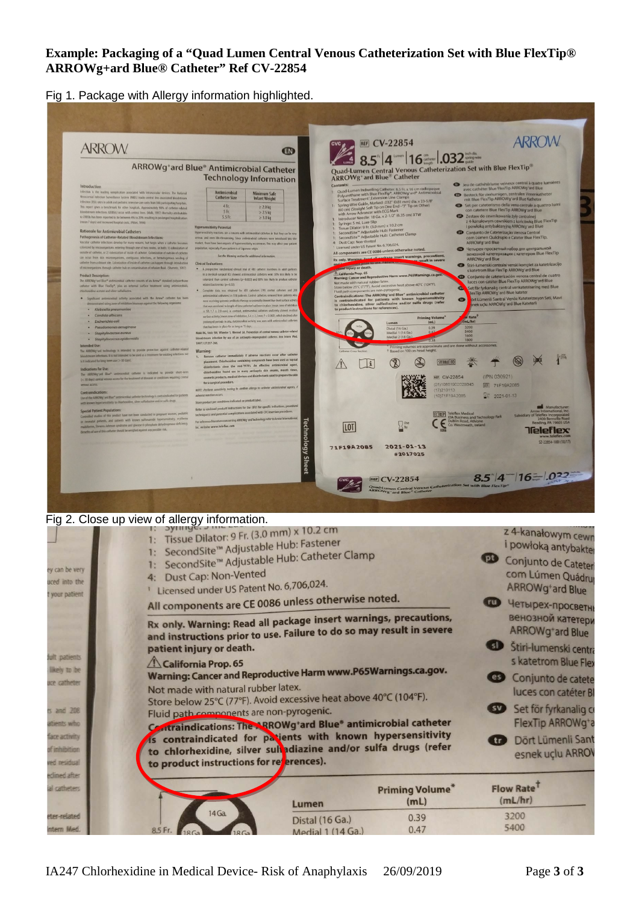**Example: Packaging of a "Quad Lumen Central Venous Catheterization Set with Blue FlexTip® ARROWg+ard Blue® Catheter" Ref CV-22854**

Fig 1. Package with Allergy information highlighted.

Fig 2. Close up view of allergy information.